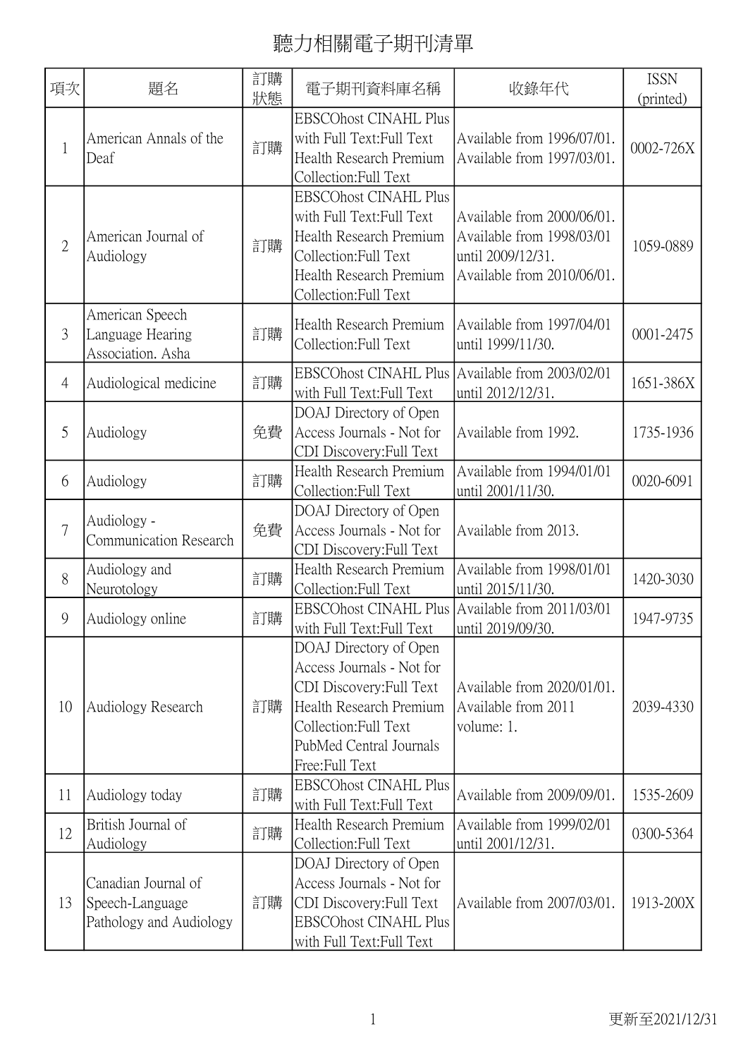# 聽力相關電子期刊清單

| 項次 | 題名 | 訂購狀態 | 電子期刊資料庫名稱 | 收錄年代 | ISSN (printed) |
|---|---|---|---|---|---|
| 1 | American Annals of the Deaf | 訂購 | EBSCOhost CINAHL Plus with Full Text:Full Text<br>Health Research Premium Collection:Full Text | Available from 1996/07/01.<br>Available from 1997/03/01. | 0002-726X |
| 2 | American Journal of Audiology | 訂購 | EBSCOhost CINAHL Plus with Full Text:Full Text<br>Health Research Premium Collection:Full Text<br>Health Research Premium Collection:Full Text | Available from 2000/06/01.<br>Available from 1998/03/01 until 2009/12/31.<br>Available from 2010/06/01. | 1059-0889 |
| 3 | American Speech Language Hearing Association. Asha | 訂購 | Health Research Premium Collection:Full Text | Available from 1997/04/01 until 1999/11/30. | 0001-2475 |
| 4 | Audiological medicine | 訂購 | EBSCOhost CINAHL Plus with Full Text:Full Text | Available from 2003/02/01 until 2012/12/31. | 1651-386X |
| 5 | Audiology | 免費 | DOAJ Directory of Open Access Journals - Not for CDI Discovery:Full Text | Available from 1992. | 1735-1936 |
| 6 | Audiology | 訂購 | Health Research Premium Collection:Full Text | Available from 1994/01/01 until 2001/11/30. | 0020-6091 |
| 7 | Audiology - Communication Research | 免費 | DOAJ Directory of Open Access Journals - Not for CDI Discovery:Full Text | Available from 2013. | |
| 8 | Audiology and Neurotology | 訂購 | Health Research Premium Collection:Full Text | Available from 1998/01/01 until 2015/11/30. | 1420-3030 |
| 9 | Audiology online | 訂購 | EBSCOhost CINAHL Plus with Full Text:Full Text | Available from 2011/03/01 until 2019/09/30. | 1947-9735 |
| 10 | Audiology Research | 訂購 | DOAJ Directory of Open Access Journals - Not for CDI Discovery:Full Text<br>Health Research Premium Collection:Full Text<br>PubMed Central Journals Free:Full Text | Available from 2020/01/01.<br>Available from 2011 volume: 1. | 2039-4330 |
| 11 | Audiology today | 訂購 | EBSCOhost CINAHL Plus with Full Text:Full Text | Available from 2009/09/01. | 1535-2609 |
| 12 | British Journal of Audiology | 訂購 | Health Research Premium Collection:Full Text | Available from 1999/02/01 until 2001/12/31. | 0300-5364 |
| 13 | Canadian Journal of Speech-Language Pathology and Audiology | 訂購 | DOAJ Directory of Open Access Journals - Not for CDI Discovery:Full Text<br>EBSCOhost CINAHL Plus with Full Text:Full Text | Available from 2007/03/01. | 1913-200X |

更新至2021/12/31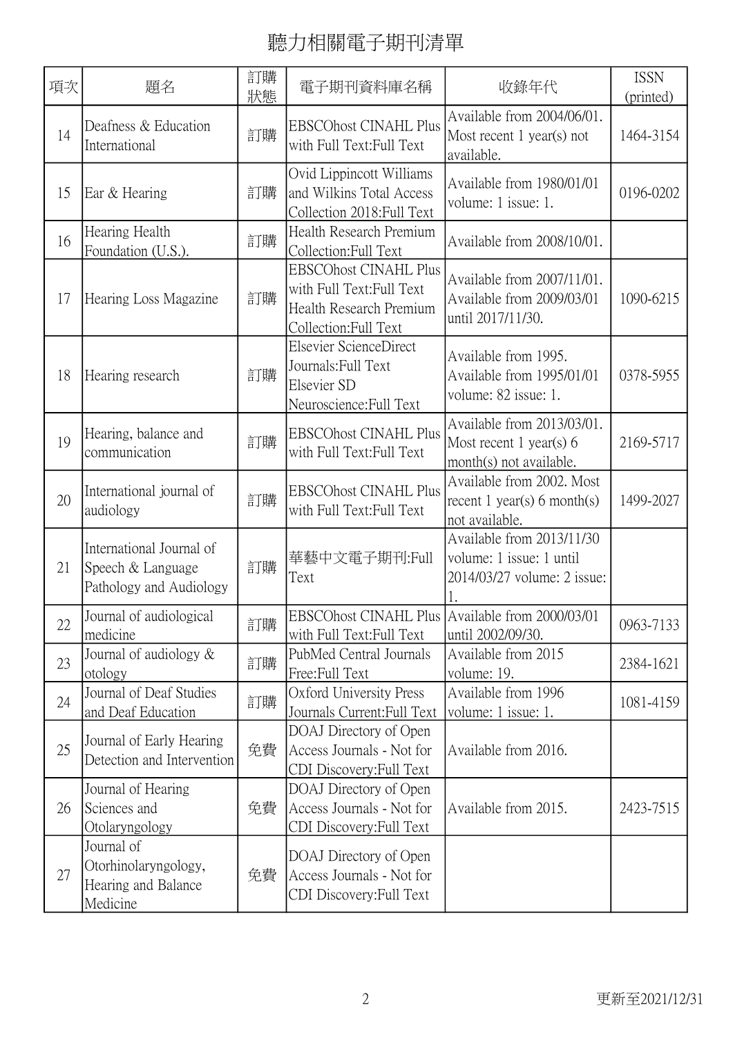# 聽力相關電子期刊清單

| 項次 | 題名 | 訂購狀態 | 電子期刊資料庫名稱 | 收錄年代 | ISSN (printed) |
|---|---|---|---|---|---|
| 14 | Deafness & Education International | 訂購 | EBSCOhost CINAHL Plus with Full Text:Full Text | Available from 2004/06/01. Most recent 1 year(s) not available. | 1464-3154 |
| 15 | Ear & Hearing | 訂購 | Ovid Lippincott Williams and Wilkins Total Access Collection 2018:Full Text | Available from 1980/01/01 volume: 1 issue: 1. | 0196-0202 |
| 16 | Hearing Health Foundation (U.S.). | 訂購 | Health Research Premium Collection:Full Text | Available from 2008/10/01. | |
| 17 | Hearing Loss Magazine | 訂購 | EBSCOhost CINAHL Plus with Full Text:Full Text Health Research Premium Collection:Full Text | Available from 2007/11/01. Available from 2009/03/01 until 2017/11/30. | 1090-6215 |
| 18 | Hearing research | 訂購 | Elsevier ScienceDirect Journals:Full Text Elsevier SD Neuroscience:Full Text | Available from 1995. Available from 1995/01/01 volume: 82 issue: 1. | 0378-5955 |
| 19 | Hearing, balance and communication | 訂購 | EBSCOhost CINAHL Plus with Full Text:Full Text | Available from 2013/03/01. Most recent 1 year(s) 6 month(s) not available. | 2169-5717 |
| 20 | International journal of audiology | 訂購 | EBSCOhost CINAHL Plus with Full Text:Full Text | Available from 2002. Most recent 1 year(s) 6 month(s) not available. | 1499-2027 |
| 21 | International Journal of Speech & Language Pathology and Audiology | 訂購 | 華藝中文電子期刊:Full Text | Available from 2013/11/30 volume: 1 issue: 1 until 2014/03/27 volume: 2 issue: 1. | |
| 22 | Journal of audiological medicine | 訂購 | EBSCOhost CINAHL Plus with Full Text:Full Text | Available from 2000/03/01 until 2002/09/30. | 0963-7133 |
| 23 | Journal of audiology & otology | 訂購 | PubMed Central Journals Free:Full Text | Available from 2015 volume: 19. | 2384-1621 |
| 24 | Journal of Deaf Studies and Deaf Education | 訂購 | Oxford University Press Journals Current:Full Text | Available from 1996 volume: 1 issue: 1. | 1081-4159 |
| 25 | Journal of Early Hearing Detection and Intervention | 免費 | DOAJ Directory of Open Access Journals - Not for CDI Discovery:Full Text | Available from 2016. | |
| 26 | Journal of Hearing Sciences and Otolaryngology | 免費 | DOAJ Directory of Open Access Journals - Not for CDI Discovery:Full Text | Available from 2015. | 2423-7515 |
| 27 | Journal of Otorhinolaryngology, Hearing and Balance Medicine | 免費 | DOAJ Directory of Open Access Journals - Not for CDI Discovery:Full Text | | |

更新至2021/12/31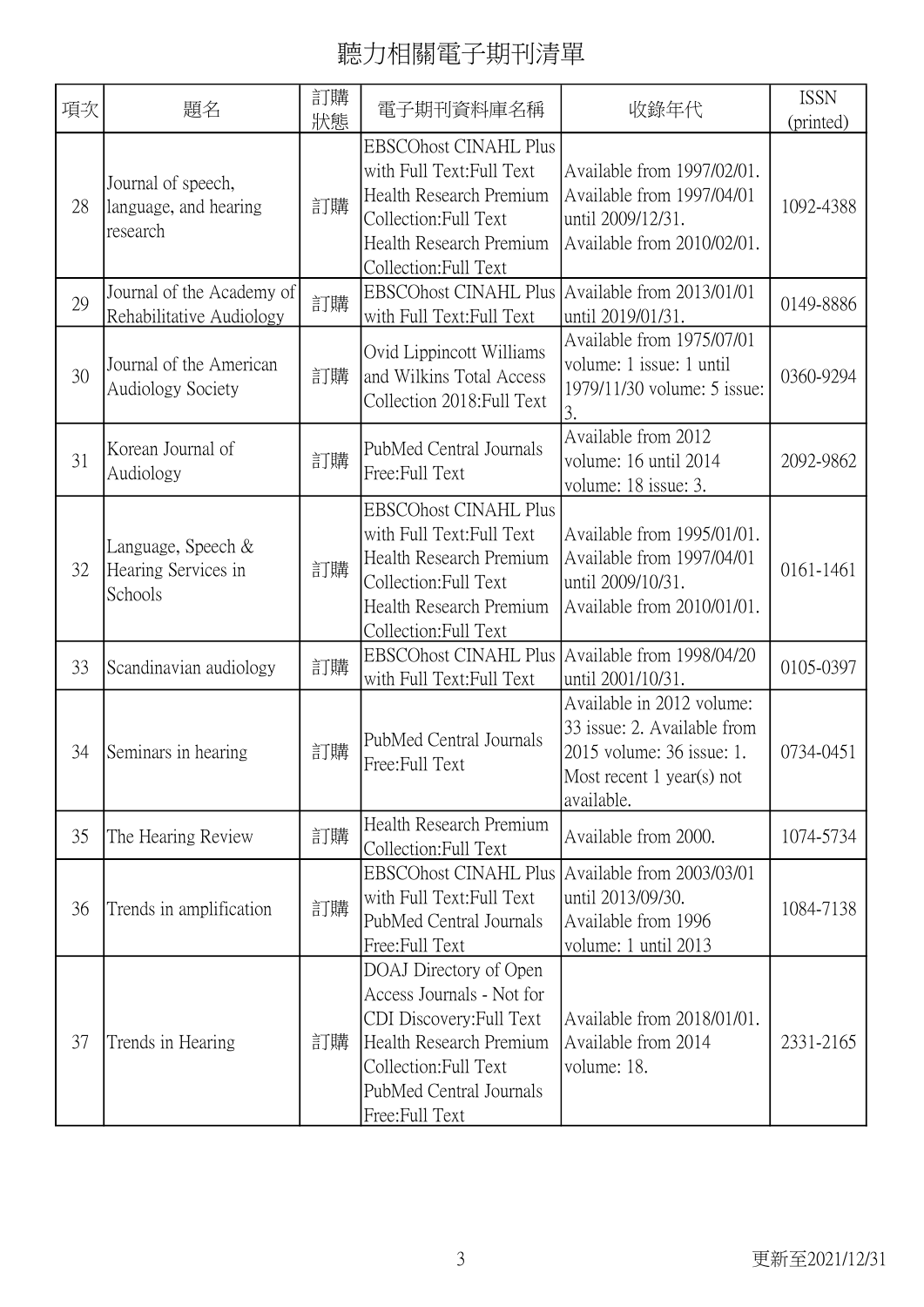# 聽力相關電子期刊清單

| 項次 | 題名 | 訂購狀態 | 電子期刊資料庫名稱 | 收錄年代 | ISSN (printed) |
| --- | --- | --- | --- | --- | --- |
| 28 | Journal of speech, language, and hearing research | 訂購 | EBSCOhost CINAHL Plus with Full Text:Full Text Health Research Premium Collection:Full Text Health Research Premium Collection:Full Text | Available from 1997/02/01. Available from 1997/04/01 until 2009/12/31. Available from 2010/02/01. | 1092-4388 |
| 29 | Journal of the Academy of Rehabilitative Audiology | 訂購 | EBSCOhost CINAHL Plus with Full Text:Full Text | Available from 2013/01/01 until 2019/01/31. | 0149-8886 |
| 30 | Journal of the American Audiology Society | 訂購 | Ovid Lippincott Williams and Wilkins Total Access Collection 2018:Full Text | Available from 1975/07/01 volume: 1 issue: 1 until 1979/11/30 volume: 5 issue: 3. | 0360-9294 |
| 31 | Korean Journal of Audiology | 訂購 | PubMed Central Journals Free:Full Text | Available from 2012 volume: 16 until 2014 volume: 18 issue: 3. | 2092-9862 |
| 32 | Language, Speech & Hearing Services in Schools | 訂購 | EBSCOhost CINAHL Plus with Full Text:Full Text Health Research Premium Collection:Full Text Health Research Premium Collection:Full Text | Available from 1995/01/01. Available from 1997/04/01 until 2009/10/31. Available from 2010/01/01. | 0161-1461 |
| 33 | Scandinavian audiology | 訂購 | EBSCOhost CINAHL Plus with Full Text:Full Text | Available from 1998/04/20 until 2001/10/31. | 0105-0397 |
| 34 | Seminars in hearing | 訂購 | PubMed Central Journals Free:Full Text | Available in 2012 volume: 33 issue: 2. Available from 2015 volume: 36 issue: 1. Most recent 1 year(s) not available. | 0734-0451 |
| 35 | The Hearing Review | 訂購 | Health Research Premium Collection:Full Text | Available from 2000. | 1074-5734 |
| 36 | Trends in amplification | 訂購 | EBSCOhost CINAHL Plus with Full Text:Full Text PubMed Central Journals Free:Full Text | Available from 2003/03/01 until 2013/09/30. Available from 1996 volume: 1 until 2013 | 1084-7138 |
| 37 | Trends in Hearing | 訂購 | DOAJ Directory of Open Access Journals - Not for CDI Discovery:Full Text Health Research Premium Collection:Full Text PubMed Central Journals Free:Full Text | Available from 2018/01/01. Available from 2014 volume: 18. | 2331-2165 |

更新至2021/12/31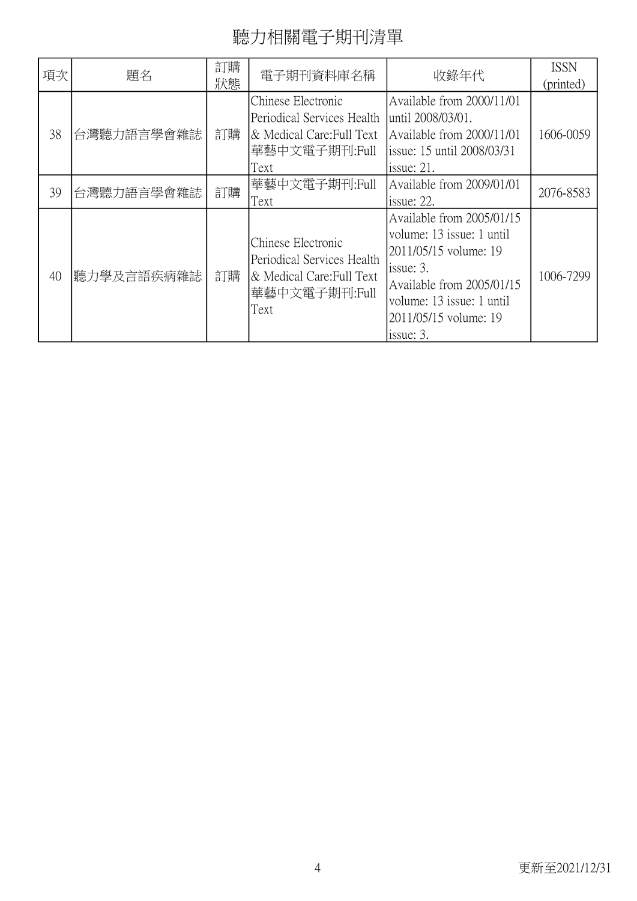# 聽力相關電子期刊清單

| 項次 | 題名 | 訂購狀態 | 電子期刊資料庫名稱 | 收錄年代 | ISSN (printed) |
|---|---|---|---|---|---|
| 38 | 台灣聽力語言學會雜誌 | 訂購 | Chinese Electronic Periodical Services Health & Medical Care:Full Text<br>華藝中文電子期刊:Full Text | Available from 2000/11/01 until 2008/03/01.<br>Available from 2000/11/01 issue: 15 until 2008/03/31 issue: 21. | 1606-0059 |
| 39 | 台灣聽力語言學會雜誌 | 訂購 | 華藝中文電子期刊:Full Text | Available from 2009/01/01 issue: 22. | 2076-8583 |
| 40 | 聽力學及言語疾病雜誌 | 訂購 | Chinese Electronic Periodical Services Health & Medical Care:Full Text<br>華藝中文電子期刊:Full Text | Available from 2005/01/15 volume: 13 issue: 1 until 2011/05/15 volume: 19 issue: 3.<br>Available from 2005/01/15 volume: 13 issue: 1 until 2011/05/15 volume: 19 issue: 3. | 1006-7299 |

更新至2021/12/31